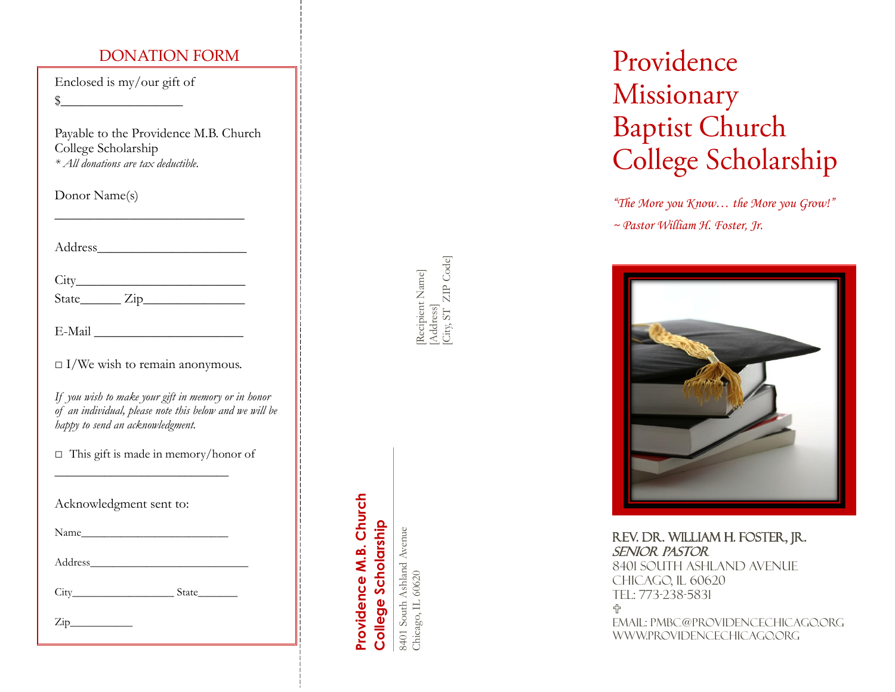## DONATION FORM

Enclosed is my/our gift of

$___________________

Payable to the Providence M.B. Church College Scholarship

*\* All donations are tax deductible.*

Donor Name(s)

______________________________

Address______________________

City_________________________

State______ Zip_______________

E-Mail ______________________

□ I/We wish to remain anonymous.

*If you wish to make your gift in memory or in honor of an individual, please note this below and we will be happy to send an acknowledgment.*

□ This gift is made in memory/honor of

____________________________

Acknowledgment sent to:

Name_________________________

Address_______________________

City_________________ State_______

Zip___________

**Providence M.B. Church College Scholarship**

8401 South Ashland Avenue
Chicago, IL 60620

[Recipient Name]
[Address]
[City, ST ZIP Code]

# Providence Missionary Baptist Church College Scholarship

*"The More you Know… the More you Grow!"*

*~ Pastor William H. Foster, Jr.*

REV. DR. WILLIAM H. FOSTER, JR.
*SENIOR PASTOR*
8401 SOUTH ASHLAND AVENUE
CHICAGO, IL 60620
TEL: 773-238-5831
✞
EMAIL: PMBC@PROVIDENCECHICAGO.ORG
WWW.PROVIDENCECHICAGO.ORG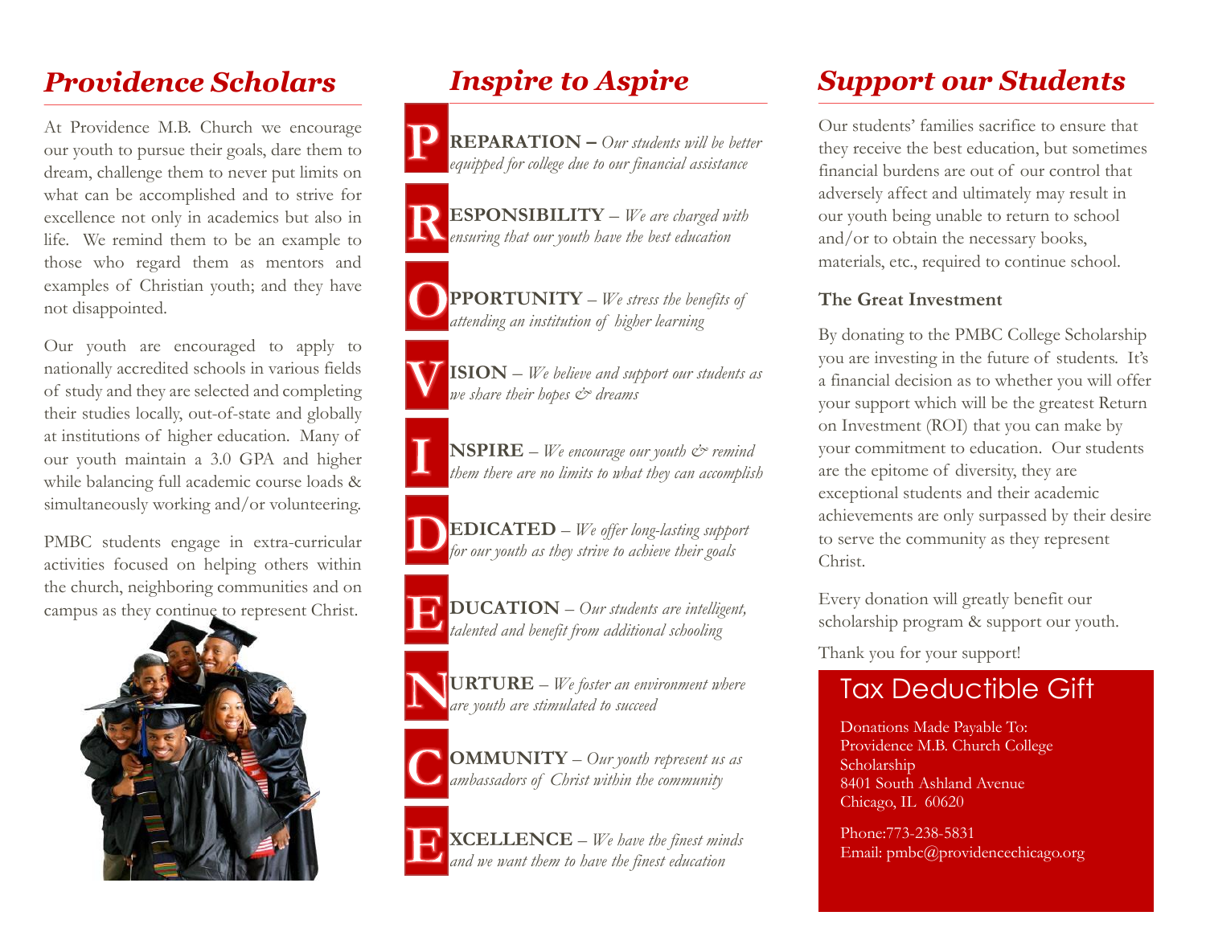## *Providence Scholars*

At Providence M.B. Church we encourage our youth to pursue their goals, dare them to dream, challenge them to never put limits on what can be accomplished and to strive for excellence not only in academics but also in life. We remind them to be an example to those who regard them as mentors and examples of Christian youth; and they have not disappointed.

Our youth are encouraged to apply to nationally accredited schools in various fields of study and they are selected and completing their studies locally, out-of-state and globally at institutions of higher education. Many of our youth maintain a 3.0 GPA and higher while balancing full academic course loads & simultaneously working and/or volunteering.

PMBC students engage in extra-curricular activities focused on helping others within the church, neighboring communities and on campus as they continue to represent Christ.

## *Inspire to Aspire*

**PREPARATION –** *Our students will be better equipped for college due to our financial assistance*

**RESPONSIBILITY** – *We are charged with ensuring that our youth have the best education*

**OPPORTUNITY** – *We stress the benefits of attending an institution of higher learning*

**VISION** – *We believe and support our students as we share their hopes & dreams*

**INSPIRE** – *We encourage our youth & remind them there are no limits to what they can accomplish*

**DEDICATED** – *We offer long-lasting support for our youth as they strive to achieve their goals*

**EDUCATION** – *Our students are intelligent, talented and benefit from additional schooling*

**NURTURE** – *We foster an environment where are youth are stimulated to succeed*

**COMMUNITY** – *Our youth represent us as ambassadors of Christ within the community*

**EXCELLENCE** – *We have the finest minds and we want them to have the finest education*

## *Support our Students*

Our students' families sacrifice to ensure that they receive the best education, but sometimes financial burdens are out of our control that adversely affect and ultimately may result in our youth being unable to return to school and/or to obtain the necessary books, materials, etc., required to continue school.

### The Great Investment

By donating to the PMBC College Scholarship you are investing in the future of students. It's a financial decision as to whether you will offer your support which will be the greatest Return on Investment (ROI) that you can make by your commitment to education. Our students are the epitome of diversity, they are exceptional students and their academic achievements are only surpassed by their desire to serve the community as they represent Christ.

Every donation will greatly benefit our scholarship program & support our youth.

Thank you for your support!

### Tax Deductible Gift

Donations Made Payable To:
Providence M.B. Church College Scholarship
8401 South Ashland Avenue
Chicago, IL 60620

Phone:773-238-5831
Email: pmbc@providencechicago.org